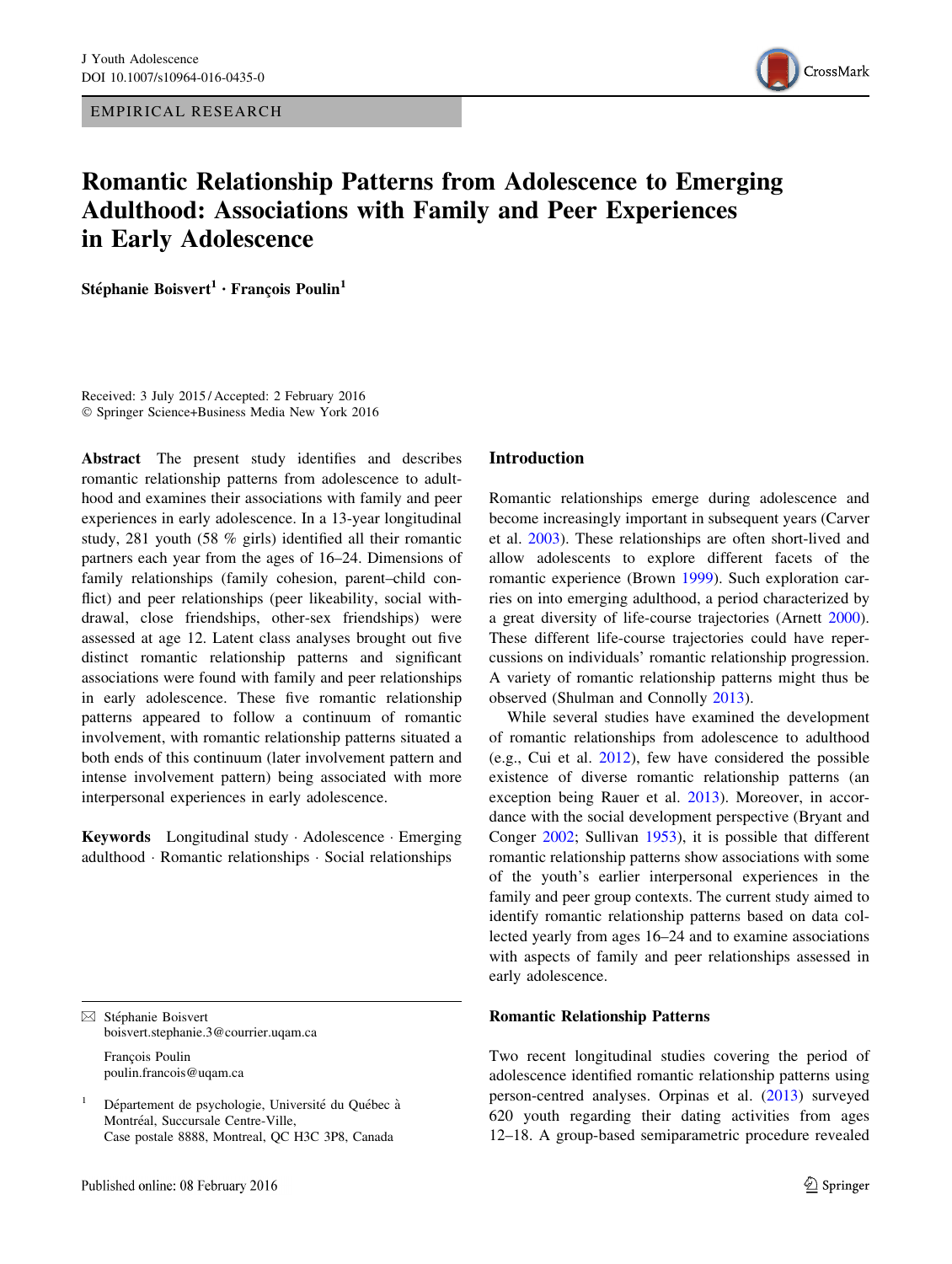EMPIRICAL RESEARCH

# Romantic Relationship Patterns from Adolescence to Emerging Adulthood: Associations with Family and Peer Experiences in Early Adolescence

**Stéphanie Boisvert[1] · François Poulin[1]**

Received: 3 July 2015 / Accepted: 2 February 2016
© Springer Science+Business Media New York 2016

**Abstract** The present study identifies and describes romantic relationship patterns from adolescence to adulthood and examines their associations with family and peer experiences in early adolescence. In a 13-year longitudinal study, 281 youth (58 % girls) identified all their romantic partners each year from the ages of 16–24. Dimensions of family relationships (family cohesion, parent–child conflict) and peer relationships (peer likeability, social withdrawal, close friendships, other-sex friendships) were assessed at age 12. Latent class analyses brought out five distinct romantic relationship patterns and significant associations were found with family and peer relationships in early adolescence. These five romantic relationship patterns appeared to follow a continuum of romantic involvement, with romantic relationship patterns situated a both ends of this continuum (later involvement pattern and intense involvement pattern) being associated with more interpersonal experiences in early adolescence.

**Keywords** Longitudinal study · Adolescence · Emerging adulthood · Romantic relationships · Social relationships

✉ Stéphanie Boisvert
boisvert.stephanie.3@courrier.uqam.ca

François Poulin
poulin.francois@uqam.ca

[1] Département de psychologie, Université du Québec à Montréal, Succursale Centre-Ville, Case postale 8888, Montreal, QC H3C 3P8, Canada

## Introduction

Romantic relationships emerge during adolescence and become increasingly important in subsequent years (Carver et al. 2003). These relationships are often short-lived and allow adolescents to explore different facets of the romantic experience (Brown 1999). Such exploration carries on into emerging adulthood, a period characterized by a great diversity of life-course trajectories (Arnett 2000). These different life-course trajectories could have repercussions on individuals' romantic relationship progression. A variety of romantic relationship patterns might thus be observed (Shulman and Connolly 2013).

While several studies have examined the development of romantic relationships from adolescence to adulthood (e.g., Cui et al. 2012), few have considered the possible existence of diverse romantic relationship patterns (an exception being Rauer et al. 2013). Moreover, in accordance with the social development perspective (Bryant and Conger 2002; Sullivan 1953), it is possible that different romantic relationship patterns show associations with some of the youth's earlier interpersonal experiences in the family and peer group contexts. The current study aimed to identify romantic relationship patterns based on data collected yearly from ages 16–24 and to examine associations with aspects of family and peer relationships assessed in early adolescence.

### Romantic Relationship Patterns

Two recent longitudinal studies covering the period of adolescence identified romantic relationship patterns using person-centred analyses. Orpinas et al. (2013) surveyed 620 youth regarding their dating activities from ages 12–18. A group-based semiparametric procedure revealed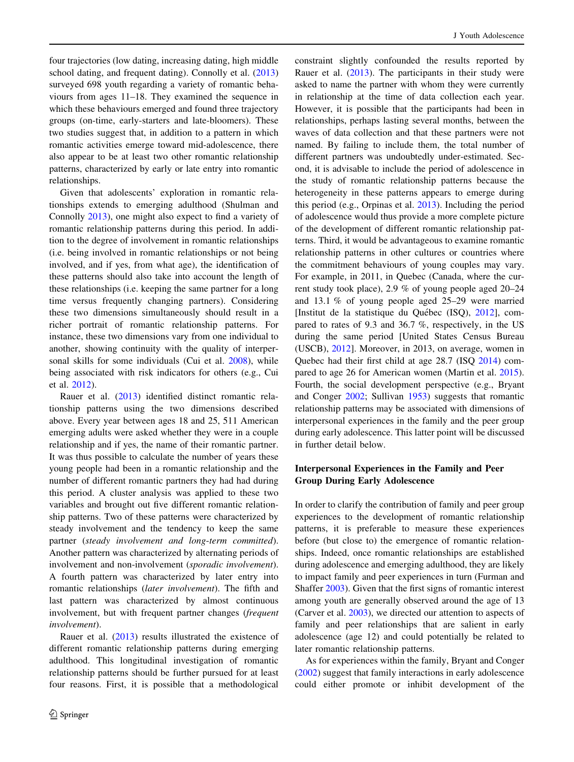four trajectories (low dating, increasing dating, high middle school dating, and frequent dating). Connolly et al. (2013) surveyed 698 youth regarding a variety of romantic behaviours from ages 11–18. They examined the sequence in which these behaviours emerged and found three trajectory groups (on-time, early-starters and late-bloomers). These two studies suggest that, in addition to a pattern in which romantic activities emerge toward mid-adolescence, there also appear to be at least two other romantic relationship patterns, characterized by early or late entry into romantic relationships.

Given that adolescents' exploration in romantic relationships extends to emerging adulthood (Shulman and Connolly 2013), one might also expect to find a variety of romantic relationship patterns during this period. In addition to the degree of involvement in romantic relationships (i.e. being involved in romantic relationships or not being involved, and if yes, from what age), the identification of these patterns should also take into account the length of these relationships (i.e. keeping the same partner for a long time versus frequently changing partners). Considering these two dimensions simultaneously should result in a richer portrait of romantic relationship patterns. For instance, these two dimensions vary from one individual to another, showing continuity with the quality of interpersonal skills for some individuals (Cui et al. 2008), while being associated with risk indicators for others (e.g., Cui et al. 2012).

Rauer et al. (2013) identified distinct romantic relationship patterns using the two dimensions described above. Every year between ages 18 and 25, 511 American emerging adults were asked whether they were in a couple relationship and if yes, the name of their romantic partner. It was thus possible to calculate the number of years these young people had been in a romantic relationship and the number of different romantic partners they had had during this period. A cluster analysis was applied to these two variables and brought out five different romantic relationship patterns. Two of these patterns were characterized by steady involvement and the tendency to keep the same partner (*steady involvement and long-term committed*). Another pattern was characterized by alternating periods of involvement and non-involvement (*sporadic involvement*). A fourth pattern was characterized by later entry into romantic relationships (*later involvement*). The fifth and last pattern was characterized by almost continuous involvement, but with frequent partner changes (*frequent involvement*).

Rauer et al. (2013) results illustrated the existence of different romantic relationship patterns during emerging adulthood. This longitudinal investigation of romantic relationship patterns should be further pursued for at least four reasons. First, it is possible that a methodological constraint slightly confounded the results reported by Rauer et al. (2013). The participants in their study were asked to name the partner with whom they were currently in relationship at the time of data collection each year. However, it is possible that the participants had been in relationships, perhaps lasting several months, between the waves of data collection and that these partners were not named. By failing to include them, the total number of different partners was undoubtedly under-estimated. Second, it is advisable to include the period of adolescence in the study of romantic relationship patterns because the heterogeneity in these patterns appears to emerge during this period (e.g., Orpinas et al. 2013). Including the period of adolescence would thus provide a more complete picture of the development of different romantic relationship patterns. Third, it would be advantageous to examine romantic relationship patterns in other cultures or countries where the commitment behaviours of young couples may vary. For example, in 2011, in Quebec (Canada, where the current study took place), 2.9 % of young people aged 20–24 and 13.1 % of young people aged 25–29 were married [Institut de la statistique du Québec (ISQ), 2012], compared to rates of 9.3 and 36.7 %, respectively, in the US during the same period [United States Census Bureau (USCB), 2012]. Moreover, in 2013, on average, women in Quebec had their first child at age 28.7 (ISQ 2014) compared to age 26 for American women (Martin et al. 2015). Fourth, the social development perspective (e.g., Bryant and Conger 2002; Sullivan 1953) suggests that romantic relationship patterns may be associated with dimensions of interpersonal experiences in the family and the peer group during early adolescence. This latter point will be discussed in further detail below.

## Interpersonal Experiences in the Family and Peer Group During Early Adolescence

In order to clarify the contribution of family and peer group experiences to the development of romantic relationship patterns, it is preferable to measure these experiences before (but close to) the emergence of romantic relationships. Indeed, once romantic relationships are established during adolescence and emerging adulthood, they are likely to impact family and peer experiences in turn (Furman and Shaffer 2003). Given that the first signs of romantic interest among young people are generally observed around the age of 13 (Carver et al. 2003), we directed our attention to aspects of family and peer relationships that are salient in early adolescence (age 12) and could potentially be related to later romantic relationship patterns.

As for experiences within the family, Bryant and Conger (2002) suggest that family interactions in early adolescence could either promote or inhibit development of the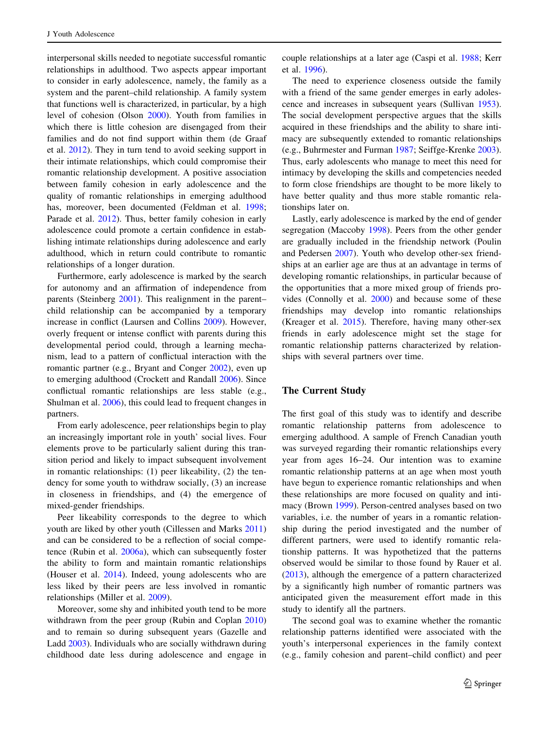interpersonal skills needed to negotiate successful romantic relationships in adulthood. Two aspects appear important to consider in early adolescence, namely, the family as a system and the parent–child relationship. A family system that functions well is characterized, in particular, by a high level of cohesion (Olson 2000). Youth from families in which there is little cohesion are disengaged from their families and do not find support within them (de Graaf et al. 2012). They in turn tend to avoid seeking support in their intimate relationships, which could compromise their romantic relationship development. A positive association between family cohesion in early adolescence and the quality of romantic relationships in emerging adulthood has, moreover, been documented (Feldman et al. 1998; Parade et al. 2012). Thus, better family cohesion in early adolescence could promote a certain confidence in establishing intimate relationships during adolescence and early adulthood, which in return could contribute to romantic relationships of a longer duration.

Furthermore, early adolescence is marked by the search for autonomy and an affirmation of independence from parents (Steinberg 2001). This realignment in the parent–child relationship can be accompanied by a temporary increase in conflict (Laursen and Collins 2009). However, overly frequent or intense conflict with parents during this developmental period could, through a learning mechanism, lead to a pattern of conflictual interaction with the romantic partner (e.g., Bryant and Conger 2002), even up to emerging adulthood (Crockett and Randall 2006). Since conflictual romantic relationships are less stable (e.g., Shulman et al. 2006), this could lead to frequent changes in partners.

From early adolescence, peer relationships begin to play an increasingly important role in youth' social lives. Four elements prove to be particularly salient during this transition period and likely to impact subsequent involvement in romantic relationships: (1) peer likeability, (2) the tendency for some youth to withdraw socially, (3) an increase in closeness in friendships, and (4) the emergence of mixed-gender friendships.

Peer likeability corresponds to the degree to which youth are liked by other youth (Cillessen and Marks 2011) and can be considered to be a reflection of social competence (Rubin et al. 2006a), which can subsequently foster the ability to form and maintain romantic relationships (Houser et al. 2014). Indeed, young adolescents who are less liked by their peers are less involved in romantic relationships (Miller et al. 2009).

Moreover, some shy and inhibited youth tend to be more withdrawn from the peer group (Rubin and Coplan 2010) and to remain so during subsequent years (Gazelle and Ladd 2003). Individuals who are socially withdrawn during childhood date less during adolescence and engage in couple relationships at a later age (Caspi et al. 1988; Kerr et al. 1996).

The need to experience closeness outside the family with a friend of the same gender emerges in early adolescence and increases in subsequent years (Sullivan 1953). The social development perspective argues that the skills acquired in these friendships and the ability to share intimacy are subsequently extended to romantic relationships (e.g., Buhrmester and Furman 1987; Seiffge-Krenke 2003). Thus, early adolescents who manage to meet this need for intimacy by developing the skills and competencies needed to form close friendships are thought to be more likely to have better quality and thus more stable romantic relationships later on.

Lastly, early adolescence is marked by the end of gender segregation (Maccoby 1998). Peers from the other gender are gradually included in the friendship network (Poulin and Pedersen 2007). Youth who develop other-sex friendships at an earlier age are thus at an advantage in terms of developing romantic relationships, in particular because of the opportunities that a more mixed group of friends provides (Connolly et al. 2000) and because some of these friendships may develop into romantic relationships (Kreager et al. 2015). Therefore, having many other-sex friends in early adolescence might set the stage for romantic relationship patterns characterized by relationships with several partners over time.

## The Current Study

The first goal of this study was to identify and describe romantic relationship patterns from adolescence to emerging adulthood. A sample of French Canadian youth was surveyed regarding their romantic relationships every year from ages 16–24. Our intention was to examine romantic relationship patterns at an age when most youth have begun to experience romantic relationships and when these relationships are more focused on quality and intimacy (Brown 1999). Person-centred analyses based on two variables, i.e. the number of years in a romantic relationship during the period investigated and the number of different partners, were used to identify romantic relationship patterns. It was hypothesized that the patterns observed would be similar to those found by Rauer et al. (2013), although the emergence of a pattern characterized by a significantly high number of romantic partners was anticipated given the measurement effort made in this study to identify all the partners.

The second goal was to examine whether the romantic relationship patterns identified were associated with the youth's interpersonal experiences in the family context (e.g., family cohesion and parent–child conflict) and peer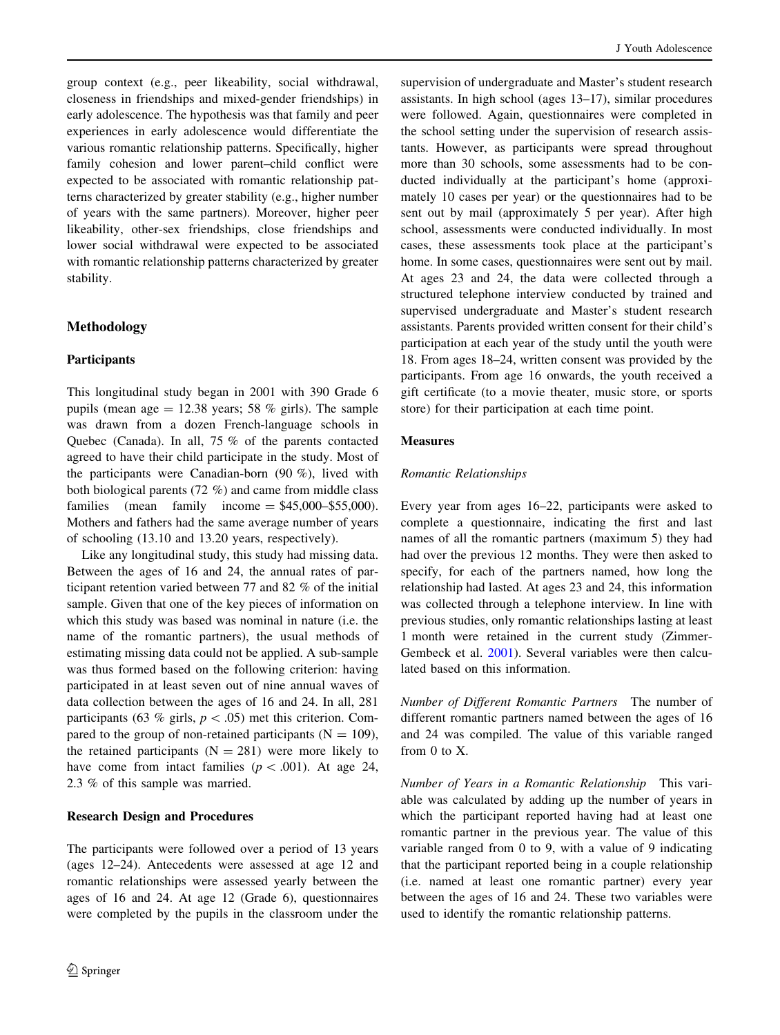group context (e.g., peer likeability, social withdrawal, closeness in friendships and mixed-gender friendships) in early adolescence. The hypothesis was that family and peer experiences in early adolescence would differentiate the various romantic relationship patterns. Specifically, higher family cohesion and lower parent–child conflict were expected to be associated with romantic relationship patterns characterized by greater stability (e.g., higher number of years with the same partners). Moreover, higher peer likeability, other-sex friendships, close friendships and lower social withdrawal were expected to be associated with romantic relationship patterns characterized by greater stability.

## Methodology

### Participants

This longitudinal study began in 2001 with 390 Grade 6 pupils (mean age = 12.38 years; 58 % girls). The sample was drawn from a dozen French-language schools in Quebec (Canada). In all, 75 % of the parents contacted agreed to have their child participate in the study. Most of the participants were Canadian-born (90 %), lived with both biological parents (72 %) and came from middle class families (mean family income = \$45,000–\$55,000). Mothers and fathers had the same average number of years of schooling (13.10 and 13.20 years, respectively).

Like any longitudinal study, this study had missing data. Between the ages of 16 and 24, the annual rates of participant retention varied between 77 and 82 % of the initial sample. Given that one of the key pieces of information on which this study was based was nominal in nature (i.e. the name of the romantic partners), the usual methods of estimating missing data could not be applied. A sub-sample was thus formed based on the following criterion: having participated in at least seven out of nine annual waves of data collection between the ages of 16 and 24. In all, 281 participants (63 % girls, $p < .05$) met this criterion. Compared to the group of non-retained participants (N = 109), the retained participants (N = 281) were more likely to have come from intact families ($p < .001$). At age 24, 2.3 % of this sample was married.

### Research Design and Procedures

The participants were followed over a period of 13 years (ages 12–24). Antecedents were assessed at age 12 and romantic relationships were assessed yearly between the ages of 16 and 24. At age 12 (Grade 6), questionnaires were completed by the pupils in the classroom under the supervision of undergraduate and Master's student research assistants. In high school (ages 13–17), similar procedures were followed. Again, questionnaires were completed in the school setting under the supervision of research assistants. However, as participants were spread throughout more than 30 schools, some assessments had to be conducted individually at the participant's home (approximately 10 cases per year) or the questionnaires had to be sent out by mail (approximately 5 per year). After high school, assessments were conducted individually. In most cases, these assessments took place at the participant's home. In some cases, questionnaires were sent out by mail. At ages 23 and 24, the data were collected through a structured telephone interview conducted by trained and supervised undergraduate and Master's student research assistants. Parents provided written consent for their child's participation at each year of the study until the youth were 18. From ages 18–24, written consent was provided by the participants. From age 16 onwards, the youth received a gift certificate (to a movie theater, music store, or sports store) for their participation at each time point.

### Measures

#### *Romantic Relationships*

Every year from ages 16–22, participants were asked to complete a questionnaire, indicating the first and last names of all the romantic partners (maximum 5) they had had over the previous 12 months. They were then asked to specify, for each of the partners named, how long the relationship had lasted. At ages 23 and 24, this information was collected through a telephone interview. In line with previous studies, only romantic relationships lasting at least 1 month were retained in the current study (Zimmer-Gembeck et al. 2001). Several variables were then calculated based on this information.

*Number of Different Romantic Partners* The number of different romantic partners named between the ages of 16 and 24 was compiled. The value of this variable ranged from 0 to X.

*Number of Years in a Romantic Relationship* This variable was calculated by adding up the number of years in which the participant reported having had at least one romantic partner in the previous year. The value of this variable ranged from 0 to 9, with a value of 9 indicating that the participant reported being in a couple relationship (i.e. named at least one romantic partner) every year between the ages of 16 and 24. These two variables were used to identify the romantic relationship patterns.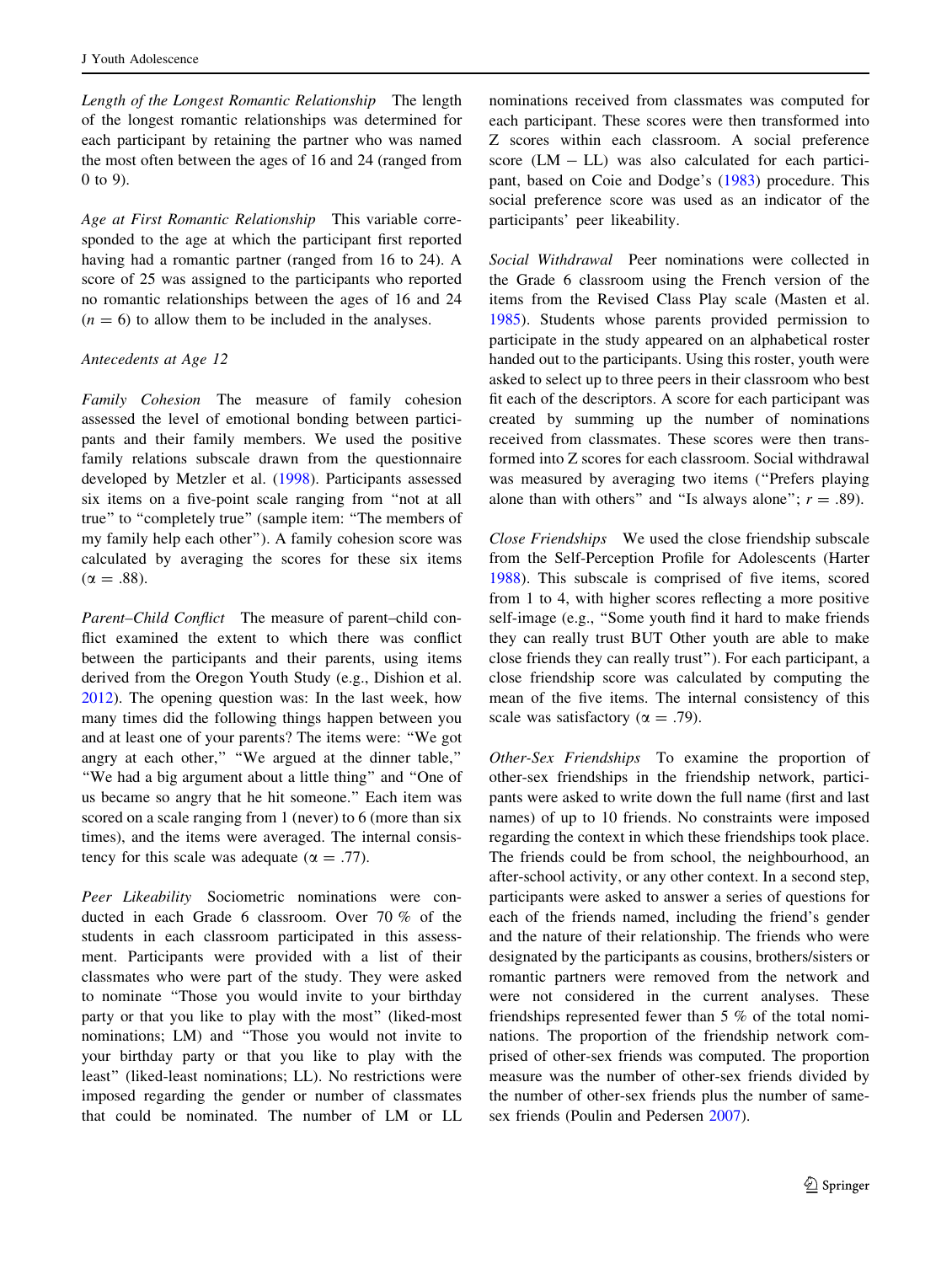*Length of the Longest Romantic Relationship* The length of the longest romantic relationships was determined for each participant by retaining the partner who was named the most often between the ages of 16 and 24 (ranged from 0 to 9).

*Age at First Romantic Relationship* This variable corresponded to the age at which the participant first reported having had a romantic partner (ranged from 16 to 24). A score of 25 was assigned to the participants who reported no romantic relationships between the ages of 16 and 24 ($n = 6$) to allow them to be included in the analyses.

*Antecedents at Age 12*

*Family Cohesion* The measure of family cohesion assessed the level of emotional bonding between participants and their family members. We used the positive family relations subscale drawn from the questionnaire developed by Metzler et al. (1998). Participants assessed six items on a five-point scale ranging from "not at all true" to "completely true" (sample item: "The members of my family help each other"). A family cohesion score was calculated by averaging the scores for these six items ($\alpha = .88$).

*Parent–Child Conflict* The measure of parent–child conflict examined the extent to which there was conflict between the participants and their parents, using items derived from the Oregon Youth Study (e.g., Dishion et al. 2012). The opening question was: In the last week, how many times did the following things happen between you and at least one of your parents? The items were: "We got angry at each other," "We argued at the dinner table," "We had a big argument about a little thing" and "One of us became so angry that he hit someone." Each item was scored on a scale ranging from 1 (never) to 6 (more than six times), and the items were averaged. The internal consistency for this scale was adequate ($\alpha = .77$).

*Peer Likeability* Sociometric nominations were conducted in each Grade 6 classroom. Over 70 % of the students in each classroom participated in this assessment. Participants were provided with a list of their classmates who were part of the study. They were asked to nominate "Those you would invite to your birthday party or that you like to play with the most" (liked-most nominations; LM) and "Those you would not invite to your birthday party or that you like to play with the least" (liked-least nominations; LL). No restrictions were imposed regarding the gender or number of classmates that could be nominated. The number of LM or LL nominations received from classmates was computed for each participant. These scores were then transformed into Z scores within each classroom. A social preference score (LM − LL) was also calculated for each participant, based on Coie and Dodge's (1983) procedure. This social preference score was used as an indicator of the participants' peer likeability.

*Social Withdrawal* Peer nominations were collected in the Grade 6 classroom using the French version of the items from the Revised Class Play scale (Masten et al. 1985). Students whose parents provided permission to participate in the study appeared on an alphabetical roster handed out to the participants. Using this roster, youth were asked to select up to three peers in their classroom who best fit each of the descriptors. A score for each participant was created by summing up the number of nominations received from classmates. These scores were then transformed into Z scores for each classroom. Social withdrawal was measured by averaging two items ("Prefers playing alone than with others" and "Is always alone"; $r = .89$).

*Close Friendships* We used the close friendship subscale from the Self-Perception Profile for Adolescents (Harter 1988). This subscale is comprised of five items, scored from 1 to 4, with higher scores reflecting a more positive self-image (e.g., "Some youth find it hard to make friends they can really trust BUT Other youth are able to make close friends they can really trust"). For each participant, a close friendship score was calculated by computing the mean of the five items. The internal consistency of this scale was satisfactory ($\alpha = .79$).

*Other-Sex Friendships* To examine the proportion of other-sex friendships in the friendship network, participants were asked to write down the full name (first and last names) of up to 10 friends. No constraints were imposed regarding the context in which these friendships took place. The friends could be from school, the neighbourhood, an after-school activity, or any other context. In a second step, participants were asked to answer a series of questions for each of the friends named, including the friend's gender and the nature of their relationship. The friends who were designated by the participants as cousins, brothers/sisters or romantic partners were removed from the network and were not considered in the current analyses. These friendships represented fewer than 5 % of the total nominations. The proportion of the friendship network comprised of other-sex friends was computed. The proportion measure was the number of other-sex friends divided by the number of other-sex friends plus the number of same-sex friends (Poulin and Pedersen 2007).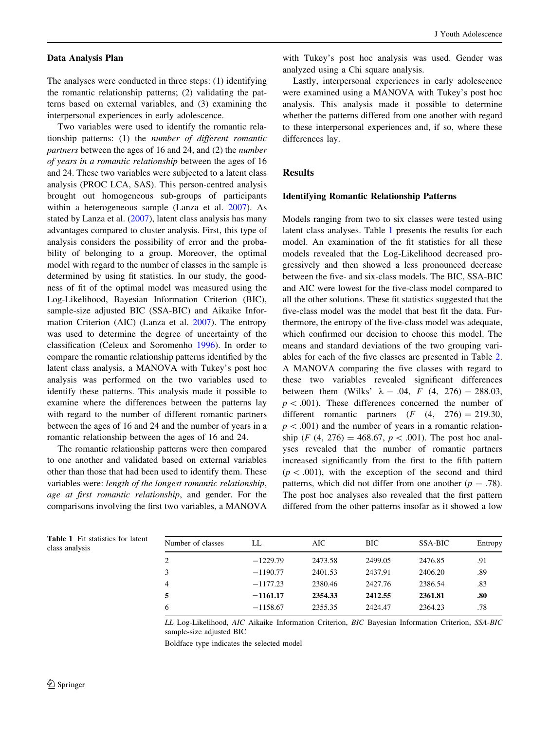### Data Analysis Plan

The analyses were conducted in three steps: (1) identifying the romantic relationship patterns; (2) validating the patterns based on external variables, and (3) examining the interpersonal experiences in early adolescence.

Two variables were used to identify the romantic relationship patterns: (1) the *number of different romantic partners* between the ages of 16 and 24, and (2) the *number of years in a romantic relationship* between the ages of 16 and 24. These two variables were subjected to a latent class analysis (PROC LCA, SAS). This person-centred analysis brought out homogeneous sub-groups of participants within a heterogeneous sample (Lanza et al. 2007). As stated by Lanza et al. (2007), latent class analysis has many advantages compared to cluster analysis. First, this type of analysis considers the possibility of error and the probability of belonging to a group. Moreover, the optimal model with regard to the number of classes in the sample is determined by using fit statistics. In our study, the goodness of fit of the optimal model was measured using the Log-Likelihood, Bayesian Information Criterion (BIC), sample-size adjusted BIC (SSA-BIC) and Aikaike Information Criterion (AIC) (Lanza et al. 2007). The entropy was used to determine the degree of uncertainty of the classification (Celeux and Soromenho 1996). In order to compare the romantic relationship patterns identified by the latent class analysis, a MANOVA with Tukey's post hoc analysis was performed on the two variables used to identify these patterns. This analysis made it possible to examine where the differences between the patterns lay with regard to the number of different romantic partners between the ages of 16 and 24 and the number of years in a romantic relationship between the ages of 16 and 24.

The romantic relationship patterns were then compared to one another and validated based on external variables other than those that had been used to identify them. These variables were: *length of the longest romantic relationship*, *age at first romantic relationship*, and gender. For the comparisons involving the first two variables, a MANOVA with Tukey's post hoc analysis was used. Gender was analyzed using a Chi square analysis.

Lastly, interpersonal experiences in early adolescence were examined using a MANOVA with Tukey's post hoc analysis. This analysis made it possible to determine whether the patterns differed from one another with regard to these interpersonal experiences and, if so, where these differences lay.

## Results

### Identifying Romantic Relationship Patterns

Models ranging from two to six classes were tested using latent class analyses. Table 1 presents the results for each model. An examination of the fit statistics for all these models revealed that the Log-Likelihood decreased progressively and then showed a less pronounced decrease between the five- and six-class models. The BIC, SSA-BIC and AIC were lowest for the five-class model compared to all the other solutions. These fit statistics suggested that the five-class model was the model that best fit the data. Furthermore, the entropy of the five-class model was adequate, which confirmed our decision to choose this model. The means and standard deviations of the two grouping variables for each of the five classes are presented in Table 2. A MANOVA comparing the five classes with regard to these two variables revealed significant differences between them (Wilks' $\lambda = .04$, $F\ (4,\ 276) = 288.03$, $p < .001$). These differences concerned the number of different romantic partners ($F\ (4,\ 276) = 219.30$, $p < .001$) and the number of years in a romantic relationship ($F\ (4,\ 276) = 468.67$, $p < .001$). The post hoc analyses revealed that the number of romantic partners increased significantly from the first to the fifth pattern ($p < .001$), with the exception of the second and third patterns, which did not differ from one another ($p = .78$). The post hoc analyses also revealed that the first pattern differed from the other patterns insofar as it showed a low

**Table 1** Fit statistics for latent class analysis

| Number of classes | LL | AIC | BIC | SSA-BIC | Entropy |
|---|---|---|---|---|---|
| 2 | −1229.79 | 2473.58 | 2499.05 | 2476.85 | .91 |
| 3 | −1190.77 | 2401.53 | 2437.91 | 2406.20 | .89 |
| 4 | −1177.23 | 2380.46 | 2427.76 | 2386.54 | .83 |
| **5** | **−1161.17** | **2354.33** | **2412.55** | **2361.81** | **.80** |
| 6 | −1158.67 | 2355.35 | 2424.47 | 2364.23 | .78 |

*LL* Log-Likelihood, *AIC* Aikaike Information Criterion, *BIC* Bayesian Information Criterion, *SSA-BIC* sample-size adjusted BIC

Boldface type indicates the selected model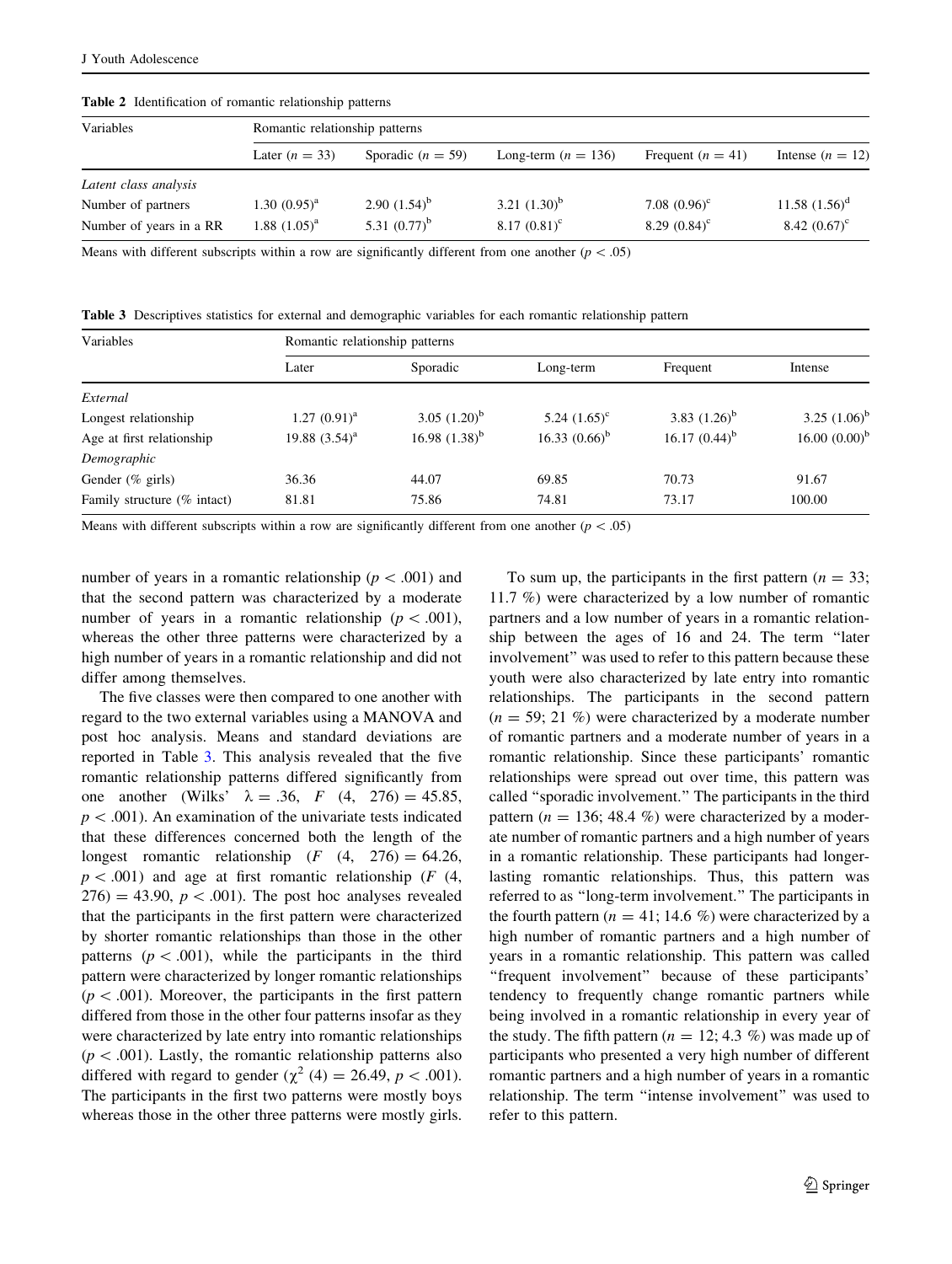**Table 2** Identification of romantic relationship patterns

| Variables | Romantic relationship patterns | | | | |
|---|---|---|---|---|---|
| | Later ($n = 33$) | Sporadic ($n = 59$) | Long-term ($n = 136$) | Frequent ($n = 41$) | Intense ($n = 12$) |
| *Latent class analysis* | | | | | |
| Number of partners | 1.30 (0.95)[a] | 2.90 (1.54)[b] | 3.21 (1.30)[b] | 7.08 (0.96)[c] | 11.58 (1.56)[d] |
| Number of years in a RR | 1.88 (1.05)[a] | 5.31 (0.77)[b] | 8.17 (0.81)[c] | 8.29 (0.84)[c] | 8.42 (0.67)[c] |

Means with different subscripts within a row are significantly different from one another ($p < .05$)

**Table 3** Descriptives statistics for external and demographic variables for each romantic relationship pattern

| Variables | Romantic relationship patterns | | | | |
|---|---|---|---|---|---|
| | Later | Sporadic | Long-term | Frequent | Intense |
| *External* | | | | | |
| Longest relationship | 1.27 (0.91)[a] | 3.05 (1.20)[b] | 5.24 (1.65)[c] | 3.83 (1.26)[b] | 3.25 (1.06)[b] |
| Age at first relationship | 19.88 (3.54)[a] | 16.98 (1.38)[b] | 16.33 (0.66)[b] | 16.17 (0.44)[b] | 16.00 (0.00)[b] |
| *Demographic* | | | | | |
| Gender (% girls) | 36.36 | 44.07 | 69.85 | 70.73 | 91.67 |
| Family structure (% intact) | 81.81 | 75.86 | 74.81 | 73.17 | 100.00 |

Means with different subscripts within a row are significantly different from one another ($p < .05$)

number of years in a romantic relationship ($p < .001$) and that the second pattern was characterized by a moderate number of years in a romantic relationship ($p < .001$), whereas the other three patterns were characterized by a high number of years in a romantic relationship and did not differ among themselves.

The five classes were then compared to one another with regard to the two external variables using a MANOVA and post hoc analysis. Means and standard deviations are reported in Table 3. This analysis revealed that the five romantic relationship patterns differed significantly from one another (Wilks' $\lambda = .36$, $F$ (4, 276) $= 45.85$, $p < .001$). An examination of the univariate tests indicated that these differences concerned both the length of the longest romantic relationship ($F$ (4, 276) $= 64.26$, $p < .001$) and age at first romantic relationship ($F$ (4, 276) $= 43.90$, $p < .001$). The post hoc analyses revealed that the participants in the first pattern were characterized by shorter romantic relationships than those in the other patterns ($p < .001$), while the participants in the third pattern were characterized by longer romantic relationships ($p < .001$). Moreover, the participants in the first pattern differed from those in the other four patterns insofar as they were characterized by late entry into romantic relationships ($p < .001$). Lastly, the romantic relationship patterns also differed with regard to gender ($\chi^2$ (4) $= 26.49$, $p < .001$). The participants in the first two patterns were mostly boys whereas those in the other three patterns were mostly girls.

To sum up, the participants in the first pattern ($n = 33$; 11.7 %) were characterized by a low number of romantic partners and a low number of years in a romantic relationship between the ages of 16 and 24. The term "later involvement" was used to refer to this pattern because these youth were also characterized by late entry into romantic relationships. The participants in the second pattern ($n = 59$; 21 %) were characterized by a moderate number of romantic partners and a moderate number of years in a romantic relationship. Since these participants' romantic relationships were spread out over time, this pattern was called "sporadic involvement." The participants in the third pattern ($n = 136$; 48.4 %) were characterized by a moderate number of romantic partners and a high number of years in a romantic relationship. These participants had longer-lasting romantic relationships. Thus, this pattern was referred to as "long-term involvement." The participants in the fourth pattern ($n = 41$; 14.6 %) were characterized by a high number of romantic partners and a high number of years in a romantic relationship. This pattern was called "frequent involvement" because of these participants' tendency to frequently change romantic partners while being involved in a romantic relationship in every year of the study. The fifth pattern ($n = 12$; 4.3 %) was made up of participants who presented a very high number of different romantic partners and a high number of years in a romantic relationship. The term "intense involvement" was used to refer to this pattern.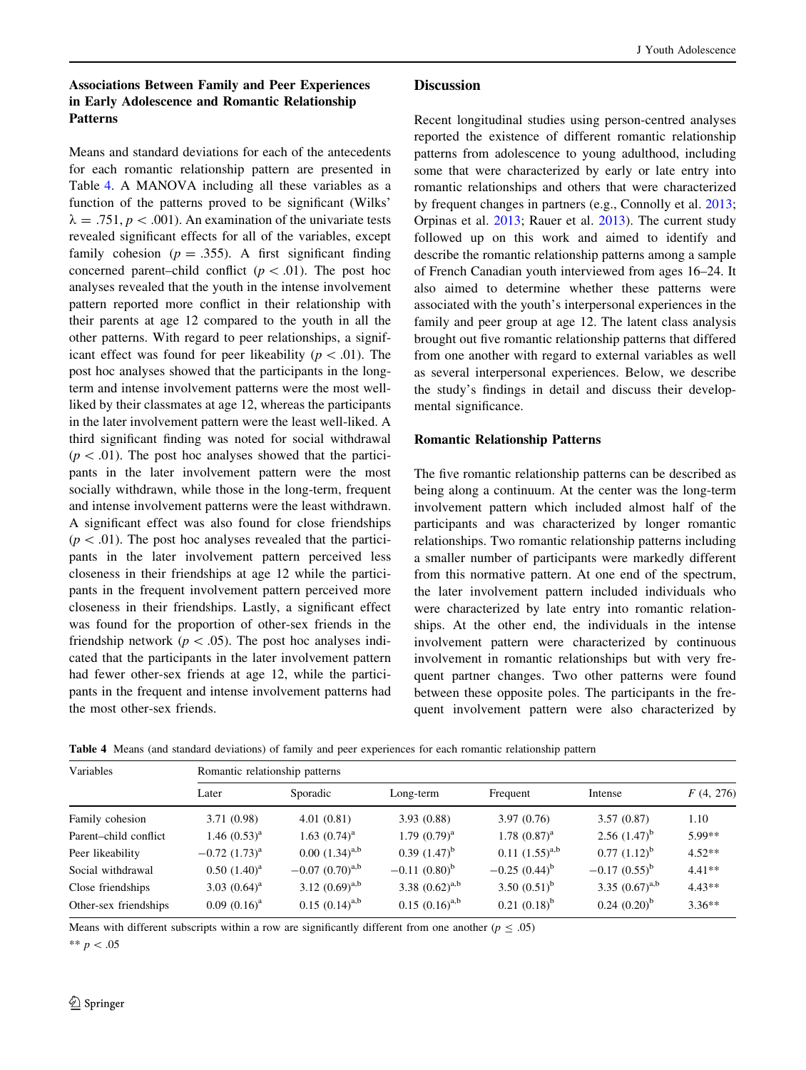### Associations Between Family and Peer Experiences in Early Adolescence and Romantic Relationship Patterns

Means and standard deviations for each of the antecedents for each romantic relationship pattern are presented in Table 4. A MANOVA including all these variables as a function of the patterns proved to be significant (Wilks' $\lambda = .751$, $p < .001$). An examination of the univariate tests revealed significant effects for all of the variables, except family cohesion ($p = .355$). A first significant finding concerned parent–child conflict ($p < .01$). The post hoc analyses revealed that the youth in the intense involvement pattern reported more conflict in their relationship with their parents at age 12 compared to the youth in all the other patterns. With regard to peer relationships, a significant effect was found for peer likeability ($p < .01$). The post hoc analyses showed that the participants in the long-term and intense involvement patterns were the most well-liked by their classmates at age 12, whereas the participants in the later involvement pattern were the least well-liked. A third significant finding was noted for social withdrawal ($p < .01$). The post hoc analyses showed that the participants in the later involvement pattern were the most socially withdrawn, while those in the long-term, frequent and intense involvement patterns were the least withdrawn. A significant effect was also found for close friendships ($p < .01$). The post hoc analyses revealed that the participants in the later involvement pattern perceived less closeness in their friendships at age 12 while the participants in the frequent involvement pattern perceived more closeness in their friendships. Lastly, a significant effect was found for the proportion of other-sex friends in the friendship network ($p < .05$). The post hoc analyses indicated that the participants in the later involvement pattern had fewer other-sex friends at age 12, while the participants in the frequent and intense involvement patterns had the most other-sex friends.

## Discussion

Recent longitudinal studies using person-centred analyses reported the existence of different romantic relationship patterns from adolescence to young adulthood, including some that were characterized by early or late entry into romantic relationships and others that were characterized by frequent changes in partners (e.g., Connolly et al. 2013; Orpinas et al. 2013; Rauer et al. 2013). The current study followed up on this work and aimed to identify and describe the romantic relationship patterns among a sample of French Canadian youth interviewed from ages 16–24. It also aimed to determine whether these patterns were associated with the youth's interpersonal experiences in the family and peer group at age 12. The latent class analysis brought out five romantic relationship patterns that differed from one another with regard to external variables as well as several interpersonal experiences. Below, we describe the study's findings in detail and discuss their developmental significance.

### Romantic Relationship Patterns

The five romantic relationship patterns can be described as being along a continuum. At the center was the long-term involvement pattern which included almost half of the participants and was characterized by longer romantic relationships. Two romantic relationship patterns including a smaller number of participants were markedly different from this normative pattern. At one end of the spectrum, the later involvement pattern included individuals who were characterized by late entry into romantic relationships. At the other end, the individuals in the intense involvement pattern were characterized by continuous involvement in romantic relationships but with very frequent partner changes. Two other patterns were found between these opposite poles. The participants in the frequent involvement pattern were also characterized by

**Table 4** Means (and standard deviations) of family and peer experiences for each romantic relationship pattern

| Variables | Romantic relationship patterns | | | | | |
|---|---|---|---|---|---|---|
| | Later | Sporadic | Long-term | Frequent | Intense | $F$ (4, 276) |
| Family cohesion | 3.71 (0.98) | 4.01 (0.81) | 3.93 (0.88) | 3.97 (0.76) | 3.57 (0.87) | 1.10 |
| Parent–child conflict | 1.46 (0.53)$^{a}$ | 1.63 (0.74)$^{a}$ | 1.79 (0.79)$^{a}$ | 1.78 (0.87)$^{a}$ | 2.56 (1.47)$^{b}$ | 5.99** |
| Peer likeability | −0.72 (1.73)$^{a}$ | 0.00 (1.34)$^{a,b}$ | 0.39 (1.47)$^{b}$ | 0.11 (1.55)$^{a,b}$ | 0.77 (1.12)$^{b}$ | 4.52** |
| Social withdrawal | 0.50 (1.40)$^{a}$ | −0.07 (0.70)$^{a,b}$ | −0.11 (0.80)$^{b}$ | −0.25 (0.44)$^{b}$ | −0.17 (0.55)$^{b}$ | 4.41** |
| Close friendships | 3.03 (0.64)$^{a}$ | 3.12 (0.69)$^{a,b}$ | 3.38 (0.62)$^{a,b}$ | 3.50 (0.51)$^{b}$ | 3.35 (0.67)$^{a,b}$ | 4.43** |
| Other-sex friendships | 0.09 (0.16)$^{a}$ | 0.15 (0.14)$^{a,b}$ | 0.15 (0.16)$^{a,b}$ | 0.21 (0.18)$^{b}$ | 0.24 (0.20)$^{b}$ | 3.36** |

Means with different subscripts within a row are significantly different from one another ($p \leq .05$)

** $p < .05$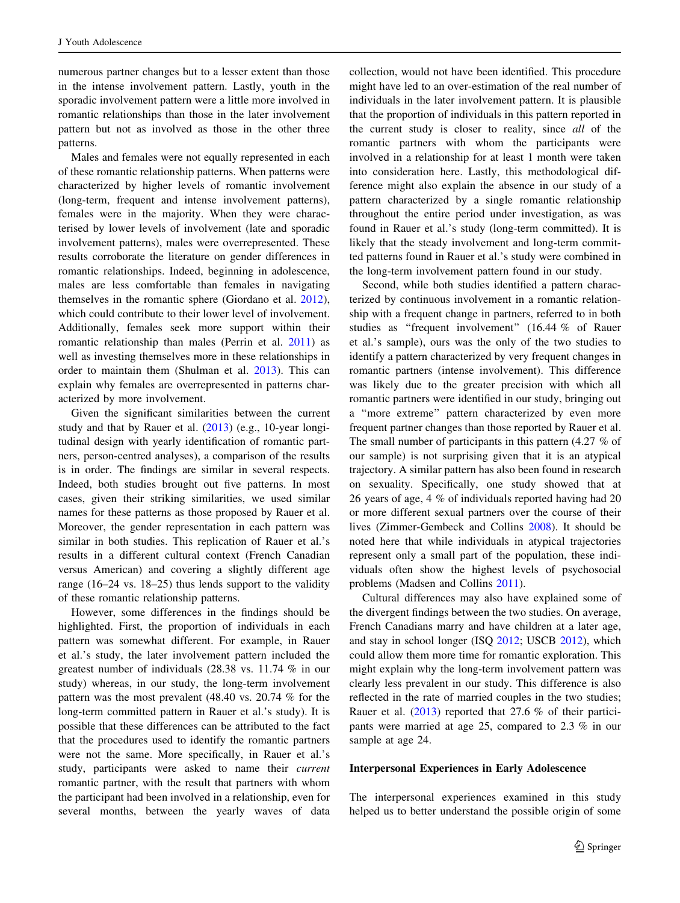numerous partner changes but to a lesser extent than those in the intense involvement pattern. Lastly, youth in the sporadic involvement pattern were a little more involved in romantic relationships than those in the later involvement pattern but not as involved as those in the other three patterns.

Males and females were not equally represented in each of these romantic relationship patterns. When patterns were characterized by higher levels of romantic involvement (long-term, frequent and intense involvement patterns), females were in the majority. When they were characterised by lower levels of involvement (late and sporadic involvement patterns), males were overrepresented. These results corroborate the literature on gender differences in romantic relationships. Indeed, beginning in adolescence, males are less comfortable than females in navigating themselves in the romantic sphere (Giordano et al. 2012), which could contribute to their lower level of involvement. Additionally, females seek more support within their romantic relationship than males (Perrin et al. 2011) as well as investing themselves more in these relationships in order to maintain them (Shulman et al. 2013). This can explain why females are overrepresented in patterns characterized by more involvement.

Given the significant similarities between the current study and that by Rauer et al. (2013) (e.g., 10-year longitudinal design with yearly identification of romantic partners, person-centred analyses), a comparison of the results is in order. The findings are similar in several respects. Indeed, both studies brought out five patterns. In most cases, given their striking similarities, we used similar names for these patterns as those proposed by Rauer et al. Moreover, the gender representation in each pattern was similar in both studies. This replication of Rauer et al.'s results in a different cultural context (French Canadian versus American) and covering a slightly different age range (16–24 vs. 18–25) thus lends support to the validity of these romantic relationship patterns.

However, some differences in the findings should be highlighted. First, the proportion of individuals in each pattern was somewhat different. For example, in Rauer et al.'s study, the later involvement pattern included the greatest number of individuals (28.38 vs. 11.74 % in our study) whereas, in our study, the long-term involvement pattern was the most prevalent (48.40 vs. 20.74 % for the long-term committed pattern in Rauer et al.'s study). It is possible that these differences can be attributed to the fact that the procedures used to identify the romantic partners were not the same. More specifically, in Rauer et al.'s study, participants were asked to name their *current* romantic partner, with the result that partners with whom the participant had been involved in a relationship, even for several months, between the yearly waves of data collection, would not have been identified. This procedure might have led to an over-estimation of the real number of individuals in the later involvement pattern. It is plausible that the proportion of individuals in this pattern reported in the current study is closer to reality, since *all* of the romantic partners with whom the participants were involved in a relationship for at least 1 month were taken into consideration here. Lastly, this methodological difference might also explain the absence in our study of a pattern characterized by a single romantic relationship throughout the entire period under investigation, as was found in Rauer et al.'s study (long-term committed). It is likely that the steady involvement and long-term committed patterns found in Rauer et al.'s study were combined in the long-term involvement pattern found in our study.

Second, while both studies identified a pattern characterized by continuous involvement in a romantic relationship with a frequent change in partners, referred to in both studies as "frequent involvement" (16.44 % of Rauer et al.'s sample), ours was the only of the two studies to identify a pattern characterized by very frequent changes in romantic partners (intense involvement). This difference was likely due to the greater precision with which all romantic partners were identified in our study, bringing out a "more extreme" pattern characterized by even more frequent partner changes than those reported by Rauer et al. The small number of participants in this pattern (4.27 % of our sample) is not surprising given that it is an atypical trajectory. A similar pattern has also been found in research on sexuality. Specifically, one study showed that at 26 years of age, 4 % of individuals reported having had 20 or more different sexual partners over the course of their lives (Zimmer-Gembeck and Collins 2008). It should be noted here that while individuals in atypical trajectories represent only a small part of the population, these individuals often show the highest levels of psychosocial problems (Madsen and Collins 2011).

Cultural differences may also have explained some of the divergent findings between the two studies. On average, French Canadians marry and have children at a later age, and stay in school longer (ISQ 2012; USCB 2012), which could allow them more time for romantic exploration. This might explain why the long-term involvement pattern was clearly less prevalent in our study. This difference is also reflected in the rate of married couples in the two studies; Rauer et al. (2013) reported that 27.6 % of their participants were married at age 25, compared to 2.3 % in our sample at age 24.

### Interpersonal Experiences in Early Adolescence

The interpersonal experiences examined in this study helped us to better understand the possible origin of some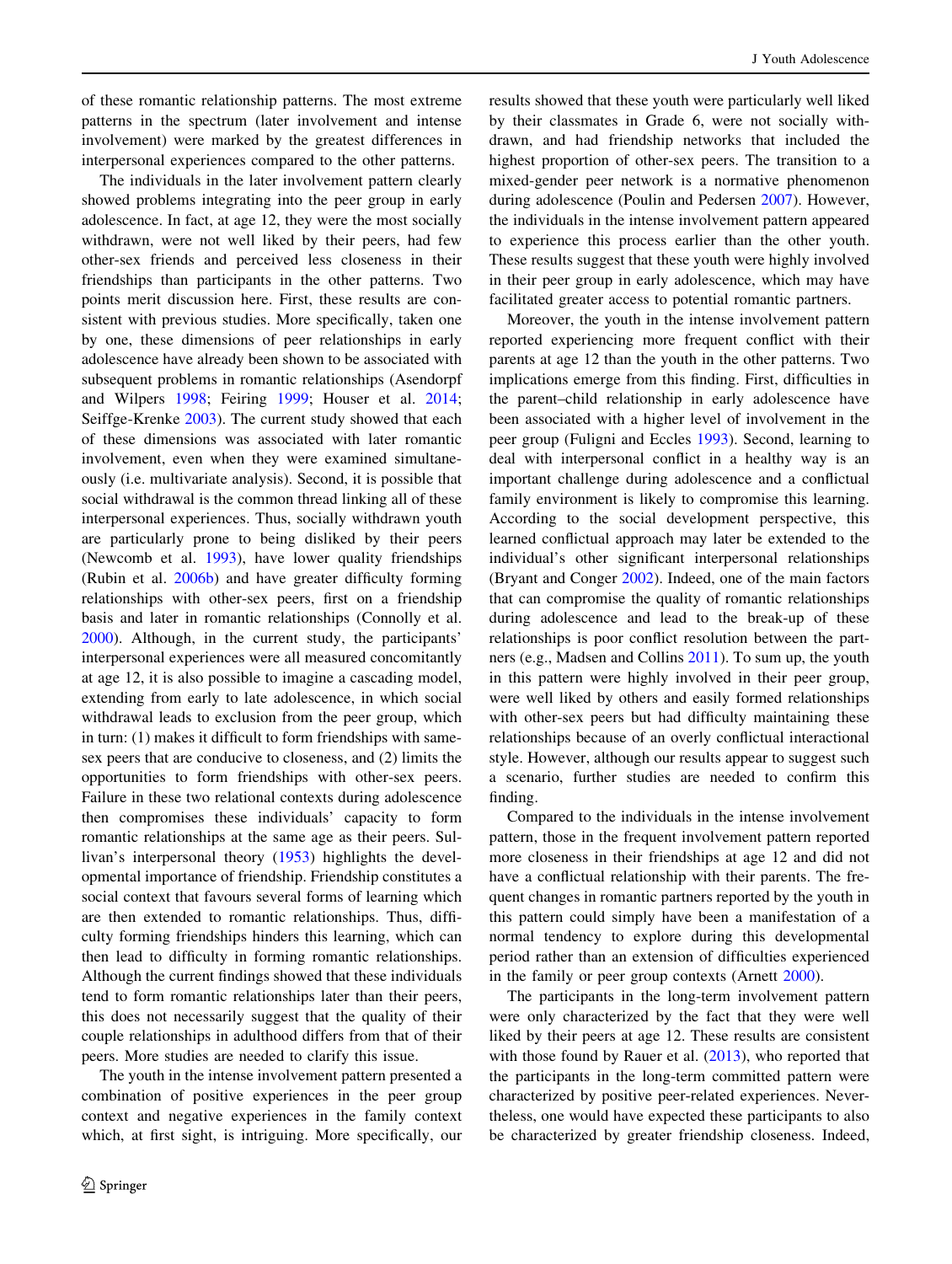of these romantic relationship patterns. The most extreme patterns in the spectrum (later involvement and intense involvement) were marked by the greatest differences in interpersonal experiences compared to the other patterns.

The individuals in the later involvement pattern clearly showed problems integrating into the peer group in early adolescence. In fact, at age 12, they were the most socially withdrawn, were not well liked by their peers, had few other-sex friends and perceived less closeness in their friendships than participants in the other patterns. Two points merit discussion here. First, these results are consistent with previous studies. More specifically, taken one by one, these dimensions of peer relationships in early adolescence have already been shown to be associated with subsequent problems in romantic relationships (Asendorpf and Wilpers 1998; Feiring 1999; Houser et al. 2014; Seiffge-Krenke 2003). The current study showed that each of these dimensions was associated with later romantic involvement, even when they were examined simultaneously (i.e. multivariate analysis). Second, it is possible that social withdrawal is the common thread linking all of these interpersonal experiences. Thus, socially withdrawn youth are particularly prone to being disliked by their peers (Newcomb et al. 1993), have lower quality friendships (Rubin et al. 2006b) and have greater difficulty forming relationships with other-sex peers, first on a friendship basis and later in romantic relationships (Connolly et al. 2000). Although, in the current study, the participants' interpersonal experiences were all measured concomitantly at age 12, it is also possible to imagine a cascading model, extending from early to late adolescence, in which social withdrawal leads to exclusion from the peer group, which in turn: (1) makes it difficult to form friendships with same-sex peers that are conducive to closeness, and (2) limits the opportunities to form friendships with other-sex peers. Failure in these two relational contexts during adolescence then compromises these individuals' capacity to form romantic relationships at the same age as their peers. Sullivan's interpersonal theory (1953) highlights the developmental importance of friendship. Friendship constitutes a social context that favours several forms of learning which are then extended to romantic relationships. Thus, difficulty forming friendships hinders this learning, which can then lead to difficulty in forming romantic relationships. Although the current findings showed that these individuals tend to form romantic relationships later than their peers, this does not necessarily suggest that the quality of their couple relationships in adulthood differs from that of their peers. More studies are needed to clarify this issue.

The youth in the intense involvement pattern presented a combination of positive experiences in the peer group context and negative experiences in the family context which, at first sight, is intriguing. More specifically, our results showed that these youth were particularly well liked by their classmates in Grade 6, were not socially withdrawn, and had friendship networks that included the highest proportion of other-sex peers. The transition to a mixed-gender peer network is a normative phenomenon during adolescence (Poulin and Pedersen 2007). However, the individuals in the intense involvement pattern appeared to experience this process earlier than the other youth. These results suggest that these youth were highly involved in their peer group in early adolescence, which may have facilitated greater access to potential romantic partners.

Moreover, the youth in the intense involvement pattern reported experiencing more frequent conflict with their parents at age 12 than the youth in the other patterns. Two implications emerge from this finding. First, difficulties in the parent–child relationship in early adolescence have been associated with a higher level of involvement in the peer group (Fuligni and Eccles 1993). Second, learning to deal with interpersonal conflict in a healthy way is an important challenge during adolescence and a conflictual family environment is likely to compromise this learning. According to the social development perspective, this learned conflictual approach may later be extended to the individual's other significant interpersonal relationships (Bryant and Conger 2002). Indeed, one of the main factors that can compromise the quality of romantic relationships during adolescence and lead to the break-up of these relationships is poor conflict resolution between the partners (e.g., Madsen and Collins 2011). To sum up, the youth in this pattern were highly involved in their peer group, were well liked by others and easily formed relationships with other-sex peers but had difficulty maintaining these relationships because of an overly conflictual interactional style. However, although our results appear to suggest such a scenario, further studies are needed to confirm this finding.

Compared to the individuals in the intense involvement pattern, those in the frequent involvement pattern reported more closeness in their friendships at age 12 and did not have a conflictual relationship with their parents. The frequent changes in romantic partners reported by the youth in this pattern could simply have been a manifestation of a normal tendency to explore during this developmental period rather than an extension of difficulties experienced in the family or peer group contexts (Arnett 2000).

The participants in the long-term involvement pattern were only characterized by the fact that they were well liked by their peers at age 12. These results are consistent with those found by Rauer et al. (2013), who reported that the participants in the long-term committed pattern were characterized by positive peer-related experiences. Nevertheless, one would have expected these participants to also be characterized by greater friendship closeness. Indeed,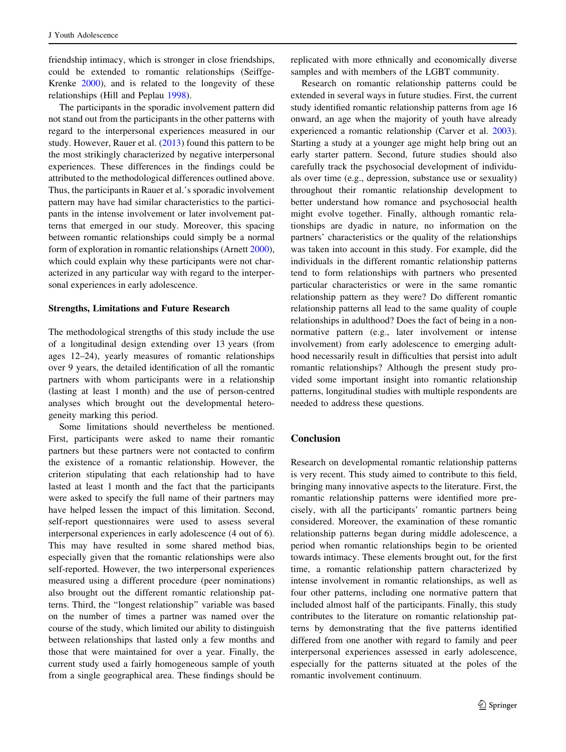friendship intimacy, which is stronger in close friendships, could be extended to romantic relationships (Seiffge-Krenke 2000), and is related to the longevity of these relationships (Hill and Peplau 1998).

The participants in the sporadic involvement pattern did not stand out from the participants in the other patterns with regard to the interpersonal experiences measured in our study. However, Rauer et al. (2013) found this pattern to be the most strikingly characterized by negative interpersonal experiences. These differences in the findings could be attributed to the methodological differences outlined above. Thus, the participants in Rauer et al.'s sporadic involvement pattern may have had similar characteristics to the participants in the intense involvement or later involvement patterns that emerged in our study. Moreover, this spacing between romantic relationships could simply be a normal form of exploration in romantic relationships (Arnett 2000), which could explain why these participants were not characterized in any particular way with regard to the interpersonal experiences in early adolescence.

### Strengths, Limitations and Future Research

The methodological strengths of this study include the use of a longitudinal design extending over 13 years (from ages 12–24), yearly measures of romantic relationships over 9 years, the detailed identification of all the romantic partners with whom participants were in a relationship (lasting at least 1 month) and the use of person-centred analyses which brought out the developmental heterogeneity marking this period.

Some limitations should nevertheless be mentioned. First, participants were asked to name their romantic partners but these partners were not contacted to confirm the existence of a romantic relationship. However, the criterion stipulating that each relationship had to have lasted at least 1 month and the fact that the participants were asked to specify the full name of their partners may have helped lessen the impact of this limitation. Second, self-report questionnaires were used to assess several interpersonal experiences in early adolescence (4 out of 6). This may have resulted in some shared method bias, especially given that the romantic relationships were also self-reported. However, the two interpersonal experiences measured using a different procedure (peer nominations) also brought out the different romantic relationship patterns. Third, the "longest relationship" variable was based on the number of times a partner was named over the course of the study, which limited our ability to distinguish between relationships that lasted only a few months and those that were maintained for over a year. Finally, the current study used a fairly homogeneous sample of youth from a single geographical area. These findings should be replicated with more ethnically and economically diverse samples and with members of the LGBT community.

Research on romantic relationship patterns could be extended in several ways in future studies. First, the current study identified romantic relationship patterns from age 16 onward, an age when the majority of youth have already experienced a romantic relationship (Carver et al. 2003). Starting a study at a younger age might help bring out an early starter pattern. Second, future studies should also carefully track the psychosocial development of individuals over time (e.g., depression, substance use or sexuality) throughout their romantic relationship development to better understand how romance and psychosocial health might evolve together. Finally, although romantic relationships are dyadic in nature, no information on the partners' characteristics or the quality of the relationships was taken into account in this study. For example, did the individuals in the different romantic relationship patterns tend to form relationships with partners who presented particular characteristics or were in the same romantic relationship pattern as they were? Do different romantic relationship patterns all lead to the same quality of couple relationships in adulthood? Does the fact of being in a non-normative pattern (e.g., later involvement or intense involvement) from early adolescence to emerging adulthood necessarily result in difficulties that persist into adult romantic relationships? Although the present study provided some important insight into romantic relationship patterns, longitudinal studies with multiple respondents are needed to address these questions.

## Conclusion

Research on developmental romantic relationship patterns is very recent. This study aimed to contribute to this field, bringing many innovative aspects to the literature. First, the romantic relationship patterns were identified more precisely, with all the participants' romantic partners being considered. Moreover, the examination of these romantic relationship patterns began during middle adolescence, a period when romantic relationships begin to be oriented towards intimacy. These elements brought out, for the first time, a romantic relationship pattern characterized by intense involvement in romantic relationships, as well as four other patterns, including one normative pattern that included almost half of the participants. Finally, this study contributes to the literature on romantic relationship patterns by demonstrating that the five patterns identified differed from one another with regard to family and peer interpersonal experiences assessed in early adolescence, especially for the patterns situated at the poles of the romantic involvement continuum.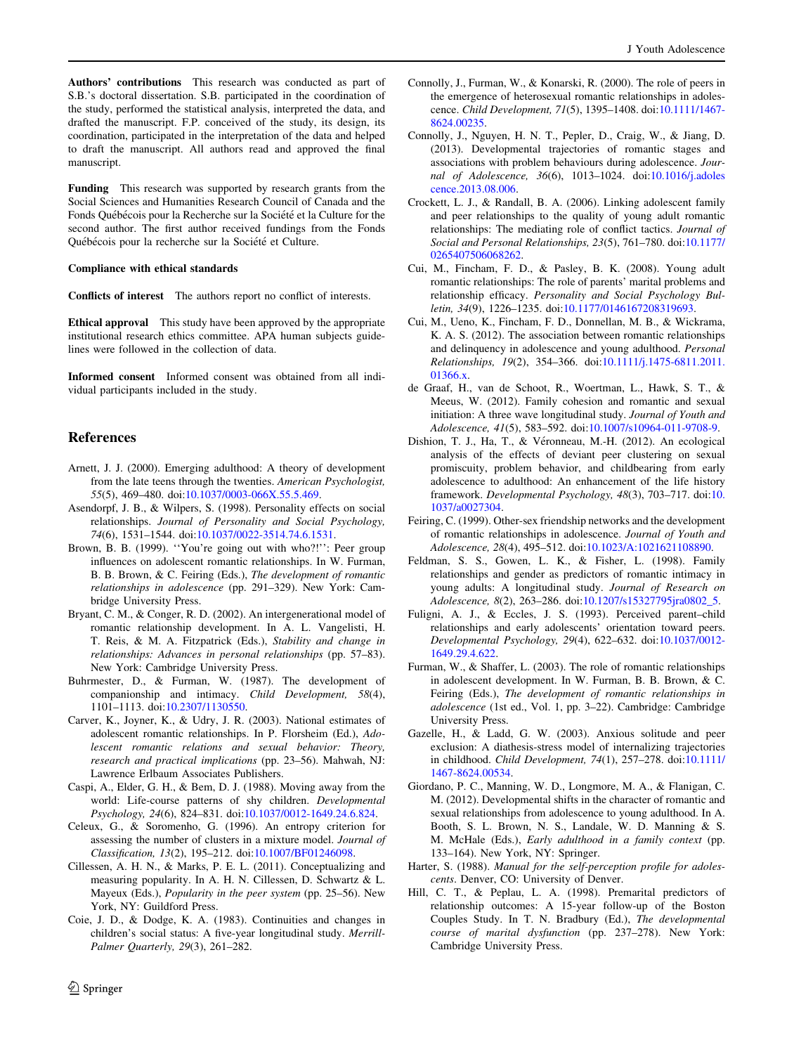**Authors' contributions** This research was conducted as part of S.B.'s doctoral dissertation. S.B. participated in the coordination of the study, performed the statistical analysis, interpreted the data, and drafted the manuscript. F.P. conceived of the study, its design, its coordination, participated in the interpretation of the data and helped to draft the manuscript. All authors read and approved the final manuscript.

**Funding** This research was supported by research grants from the Social Sciences and Humanities Research Council of Canada and the Fonds Québécois pour la Recherche sur la Société et la Culture for the second author. The first author received fundings from the Fonds Québécois pour la recherche sur la Société et Culture.

**Compliance with ethical standards**

**Conflicts of interest** The authors report no conflict of interests.

**Ethical approval** This study have been approved by the appropriate institutional research ethics committee. APA human subjects guidelines were followed in the collection of data.

**Informed consent** Informed consent was obtained from all individual participants included in the study.

## References

Arnett, J. J. (2000). Emerging adulthood: A theory of development from the late teens through the twenties. *American Psychologist, 55*(5), 469–480. doi:10.1037/0003-066X.55.5.469.

Asendorpf, J. B., & Wilpers, S. (1998). Personality effects on social relationships. *Journal of Personality and Social Psychology, 74*(6), 1531–1544. doi:10.1037/0022-3514.74.6.1531.

Brown, B. B. (1999). ''You're going out with who?!'': Peer group influences on adolescent romantic relationships. In W. Furman, B. B. Brown, & C. Feiring (Eds.), *The development of romantic relationships in adolescence* (pp. 291–329). New York: Cambridge University Press.

Bryant, C. M., & Conger, R. D. (2002). An intergenerational model of romantic relationship development. In A. L. Vangelisti, H. T. Reis, & M. A. Fitzpatrick (Eds.), *Stability and change in relationships: Advances in personal relationships* (pp. 57–83). New York: Cambridge University Press.

Buhrmester, D., & Furman, W. (1987). The development of companionship and intimacy. *Child Development, 58*(4), 1101–1113. doi:10.2307/1130550.

Carver, K., Joyner, K., & Udry, J. R. (2003). National estimates of adolescent romantic relationships. In P. Florsheim (Ed.), *Adolescent romantic relations and sexual behavior: Theory, research and practical implications* (pp. 23–56). Mahwah, NJ: Lawrence Erlbaum Associates Publishers.

Caspi, A., Elder, G. H., & Bem, D. J. (1988). Moving away from the world: Life-course patterns of shy children. *Developmental Psychology, 24*(6), 824–831. doi:10.1037/0012-1649.24.6.824.

Celeux, G., & Soromenho, G. (1996). An entropy criterion for assessing the number of clusters in a mixture model. *Journal of Classification, 13*(2), 195–212. doi:10.1007/BF01246098.

Cillessen, A. H. N., & Marks, P. E. L. (2011). Conceptualizing and measuring popularity. In A. H. N. Cillessen, D. Schwartz & L. Mayeux (Eds.), *Popularity in the peer system* (pp. 25–56). New York, NY: Guildford Press.

Coie, J. D., & Dodge, K. A. (1983). Continuities and changes in children's social status: A five-year longitudinal study. *Merrill-Palmer Quarterly, 29*(3), 261–282.

Connolly, J., Furman, W., & Konarski, R. (2000). The role of peers in the emergence of heterosexual romantic relationships in adolescence. *Child Development, 71*(5), 1395–1408. doi:10.1111/1467-8624.00235.

Connolly, J., Nguyen, H. N. T., Pepler, D., Craig, W., & Jiang, D. (2013). Developmental trajectories of romantic stages and associations with problem behaviours during adolescence. *Journal of Adolescence, 36*(6), 1013–1024. doi:10.1016/j.adolescence.2013.08.006.

Crockett, L. J., & Randall, B. A. (2006). Linking adolescent family and peer relationships to the quality of young adult romantic relationships: The mediating role of conflict tactics. *Journal of Social and Personal Relationships, 23*(5), 761–780. doi:10.1177/0265407506068262.

Cui, M., Fincham, F. D., & Pasley, B. K. (2008). Young adult romantic relationships: The role of parents' marital problems and relationship efficacy. *Personality and Social Psychology Bulletin, 34*(9), 1226–1235. doi:10.1177/0146167208319693.

Cui, M., Ueno, K., Fincham, F. D., Donnellan, M. B., & Wickrama, K. A. S. (2012). The association between romantic relationships and delinquency in adolescence and young adulthood. *Personal Relationships, 19*(2), 354–366. doi:10.1111/j.1475-6811.2011.01366.x.

de Graaf, H., van de Schoot, R., Woertman, L., Hawk, S. T., & Meeus, W. (2012). Family cohesion and romantic and sexual initiation: A three wave longitudinal study. *Journal of Youth and Adolescence, 41*(5), 583–592. doi:10.1007/s10964-011-9708-9.

Dishion, T. J., Ha, T., & Véronneau, M.-H. (2012). An ecological analysis of the effects of deviant peer clustering on sexual promiscuity, problem behavior, and childbearing from early adolescence to adulthood: An enhancement of the life history framework. *Developmental Psychology, 48*(3), 703–717. doi:10.1037/a0027304.

Feiring, C. (1999). Other-sex friendship networks and the development of romantic relationships in adolescence. *Journal of Youth and Adolescence, 28*(4), 495–512. doi:10.1023/A:1021621108890.

Feldman, S. S., Gowen, L. K., & Fisher, L. (1998). Family relationships and gender as predictors of romantic intimacy in young adults: A longitudinal study. *Journal of Research on Adolescence, 8*(2), 263–286. doi:10.1207/s15327795jra0802_5.

Fuligni, A. J., & Eccles, J. S. (1993). Perceived parent–child relationships and early adolescents' orientation toward peers. *Developmental Psychology, 29*(4), 622–632. doi:10.1037/0012-1649.29.4.622.

Furman, W., & Shaffer, L. (2003). The role of romantic relationships in adolescent development. In W. Furman, B. B. Brown, & C. Feiring (Eds.), *The development of romantic relationships in adolescence* (1st ed., Vol. 1, pp. 3–22). Cambridge: Cambridge University Press.

Gazelle, H., & Ladd, G. W. (2003). Anxious solitude and peer exclusion: A diathesis-stress model of internalizing trajectories in childhood. *Child Development, 74*(1), 257–278. doi:10.1111/1467-8624.00534.

Giordano, P. C., Manning, W. D., Longmore, M. A., & Flanigan, C. M. (2012). Developmental shifts in the character of romantic and sexual relationships from adolescence to young adulthood. In A. Booth, S. L. Brown, N. S., Landale, W. D. Manning & S. M. McHale (Eds.), *Early adulthood in a family context* (pp. 133–164). New York, NY: Springer.

Harter, S. (1988). *Manual for the self-perception profile for adolescents*. Denver, CO: University of Denver.

Hill, C. T., & Peplau, L. A. (1998). Premarital predictors of relationship outcomes: A 15-year follow-up of the Boston Couples Study. In T. N. Bradbury (Ed.), *The developmental course of marital dysfunction* (pp. 237–278). New York: Cambridge University Press.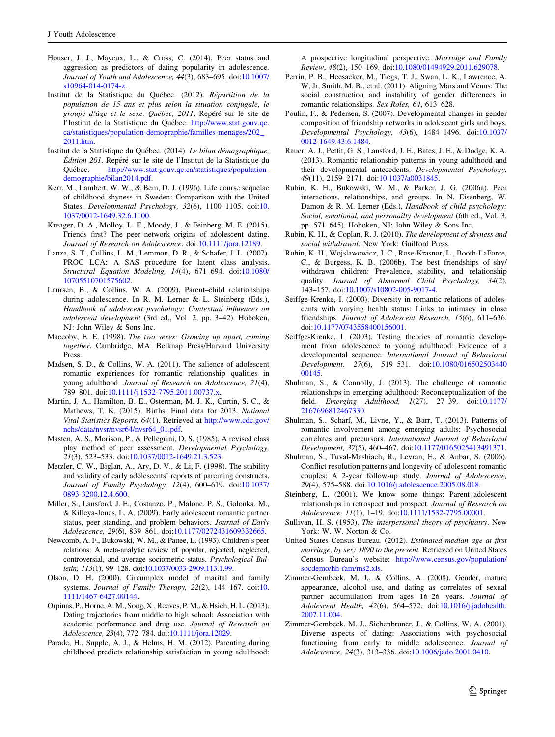Houser, J. J., Mayeux, L., & Cross, C. (2014). Peer status and aggression as predictors of dating popularity in adolescence. *Journal of Youth and Adolescence, 44*(3), 683–695. doi:10.1007/s10964-014-0174-z.

Institut de la Statistique du Québec. (2012). *Répartition de la population de 15 ans et plus selon la situation conjugale, le groupe d'âge et le sexe, Québec, 2011*. Repéré sur le site de l'Institut de la Statistique du Québec. http://www.stat.gouv.qc.ca/statistiques/population-demographie/familles-menages/202_2011.htm.

Institut de la Statistique du Québec. (2014). *Le bilan démographique, Édition 201*. Repéré sur le site de l'Institut de la Statistique du Québec. http://www.stat.gouv.qc.ca/statistiques/population-demographie/bilan2014.pdf.

Kerr, M., Lambert, W. W., & Bem, D. J. (1996). Life course sequelae of childhood shyness in Sweden: Comparison with the United States. *Developmental Psychology, 32*(6), 1100–1105. doi:10.1037/0012-1649.32.6.1100.

Kreager, D. A., Molloy, L. E., Moody, J., & Feinberg, M. E. (2015). Friends first? The peer network origins of adolescent dating. *Journal of Research on Adolescence*. doi:10.1111/jora.12189.

Lanza, S. T., Collins, L. M., Lemmon, D. R., & Schafer, J. L. (2007). PROC LCA: A SAS procedure for latent class analysis. *Structural Equation Modeling, 14*(4), 671–694. doi:10.1080/10705510701575602.

Laursen, B., & Collins, W. A. (2009). Parent–child relationships during adolescence. In R. M. Lerner & L. Steinberg (Eds.), *Handbook of adolescent psychology: Contextual influences on adolescent development* (3rd ed., Vol. 2, pp. 3–42). Hoboken, NJ: John Wiley & Sons Inc.

Maccoby, E. E. (1998). *The two sexes: Growing up apart, coming together*. Cambridge, MA: Belknap Press/Harvard University Press.

Madsen, S. D., & Collins, W. A. (2011). The salience of adolescent romantic experiences for romantic relationship qualities in young adulthood. *Journal of Research on Adolescence, 21*(4), 789–801. doi:10.1111/j.1532-7795.2011.00737.x.

Martin, J. A., Hamilton, B. E., Osterman, M. J. K., Curtin, S. C., & Mathews, T. K. (2015). Births: Final data for 2013. *National Vital Statistics Reports, 64*(1). Retrieved at http://www.cdc.gov/nchs/data/nvsr/nvsr64/nvsr64_01.pdf.

Masten, A. S., Morison, P., & Pellegrini, D. S. (1985). A revised class play method of peer assessment. *Developmental Psychology, 21*(3), 523–533. doi:10.1037/0012-1649.21.3.523.

Metzler, C. W., Biglan, A., Ary, D. V., & Li, F. (1998). The stability and validity of early adolescents' reports of parenting constructs. *Journal of Family Psychology, 12*(4), 600–619. doi:10.1037/0893-3200.12.4.600.

Miller, S., Lansford, J. E., Costanzo, P., Malone, P. S., Golonka, M., & Killeya-Jones, L. A. (2009). Early adolescent romantic partner status, peer standing, and problem behaviors. *Journal of Early Adolescence, 29*(6), 839–861. doi:10.1177/0272431609332665.

Newcomb, A. F., Bukowski, W. M., & Pattee, L. (1993). Children's peer relations: A meta-analytic review of popular, rejected, neglected, controversial, and average sociometric status. *Psychological Bulletin, 113*(1), 99–128. doi:10.1037/0033-2909.113.1.99.

Olson, D. H. (2000). Circumplex model of marital and family systems. *Journal of Family Therapy, 22*(2), 144–167. doi:10.1111/1467-6427.00144.

Orpinas, P., Horne, A. M., Song, X., Reeves, P. M., & Hsieh, H. L. (2013). Dating trajectories from middle to high school: Association with academic performance and drug use. *Journal of Research on Adolescence, 23*(4), 772–784. doi:10.1111/jora.12029.

Parade, H., Supple, A. J., & Helms, H. M. (2012). Parenting during childhood predicts relationship satisfaction in young adulthood: A prospective longitudinal perspective. *Marriage and Family Review, 48*(2), 150–169. doi:10.1080/01494929.2011.629078.

Perrin, P. B., Heesacker, M., Tiegs, T. J., Swan, L. K., Lawrence, A. W, Jr, Smith, M. B., et al. (2011). Aligning Mars and Venus: The social construction and instability of gender differences in romantic relationships. *Sex Roles, 64*, 613–628.

Poulin, F., & Pedersen, S. (2007). Developmental changes in gender composition of friendship networks in adolescent girls and boys. *Developmental Psychology, 43*(6), 1484–1496. doi:10.1037/0012-1649.43.6.1484.

Rauer, A. J., Pettit, G. S., Lansford, J. E., Bates, J. E., & Dodge, K. A. (2013). Romantic relationship patterns in young adulthood and their developmental antecedents. *Developmental Psychology, 49*(11), 2159–2171. doi:10.1037/a0031845.

Rubin, K. H., Bukowski, W. M., & Parker, J. G. (2006a). Peer interactions, relationships, and groups. In N. Eisenberg, W. Damon & R. M. Lerner (Eds.), *Handbook of child psychology: Social, emotional, and personailty development* (6th ed., Vol. 3, pp. 571–645). Hoboken, NJ: John Wiley & Sons Inc.

Rubin, K. H., & Coplan, R. J. (2010). *The development of shyness and social withdrawal*. New York: Guilford Press.

Rubin, K. H., Wojslawowicz, J. C., Rose-Krasnor, L., Booth-LaForce, C., & Burgess, K. B. (2006b). The best friendships of shy/withdrawn children: Prevalence, stability, and relationship quality. *Journal of Abnormal Child Psychology, 34*(2), 143–157. doi:10.1007/s10802-005-9017-4.

Seiffge-Krenke, I. (2000). Diversity in romantic relations of adolescents with varying health status: Links to intimacy in close friendships. *Journal of Adolescent Research, 15*(6), 611–636. doi:10.1177/0743558400156001.

Seiffge-Krenke, I. (2003). Testing theories of romantic development from adolescence to young adulthood: Evidence of a developmental sequence. *International Journal of Behavioral Development, 27*(6), 519–531. doi:10.1080/01650250344000145.

Shulman, S., & Connolly, J. (2013). The challenge of romantic relationships in emerging adulthood: Reconceptualization of the field. *Emerging Adulthood, 1*(27), 27–39. doi:10.1177/2167696812467330.

Shulman, S., Scharf, M., Livne, Y., & Barr, T. (2013). Patterns of romantic involvement among emerging adults: Psychosocial correlates and precursors. *International Journal of Behavioral Development, 37*(5), 460–467. doi:10.1177/0165025413491371.

Shulman, S., Tuval-Mashiach, R., Levran, E., & Anbar, S. (2006). Conflict resolution patterns and longevity of adolescent romantic couples: A 2-year follow-up study. *Journal of Adolescence, 29*(4), 575–588. doi:10.1016/j.adolescence.2005.08.018.

Steinberg, L. (2001). We know some things: Parent–adolescent relationships in retrospect and prospect. *Journal of Research on Adolescence, 11*(1), 1–19. doi:10.1111/1532-7795.00001.

Sullivan, H. S. (1953). *The interpersonal theory of psychiatry*. New York: W. W. Norton & Co.

United States Census Bureau. (2012). *Estimated median age at first marriage, by sex: 1890 to the present.* Retrieved on United States Census Bureau's website: http://www.census.gov/population/socdemo/hh-fam/ms2.xls.

Zimmer-Gembeck, M. J., & Collins, A. (2008). Gender, mature appearance, alcohol use, and dating as correlates of sexual partner accumulation from ages 16–26 years. *Journal of Adolescent Health, 42*(6), 564–572. doi:10.1016/j.jadohealth.2007.11.004.

Zimmer-Gembeck, M. J., Siebenbruner, J., & Collins, W. A. (2001). Diverse aspects of dating: Associations with psychosocial functioning from early to middle adolescence. *Journal of Adolescence, 24*(3), 313–336. doi:10.1006/jado.2001.0410.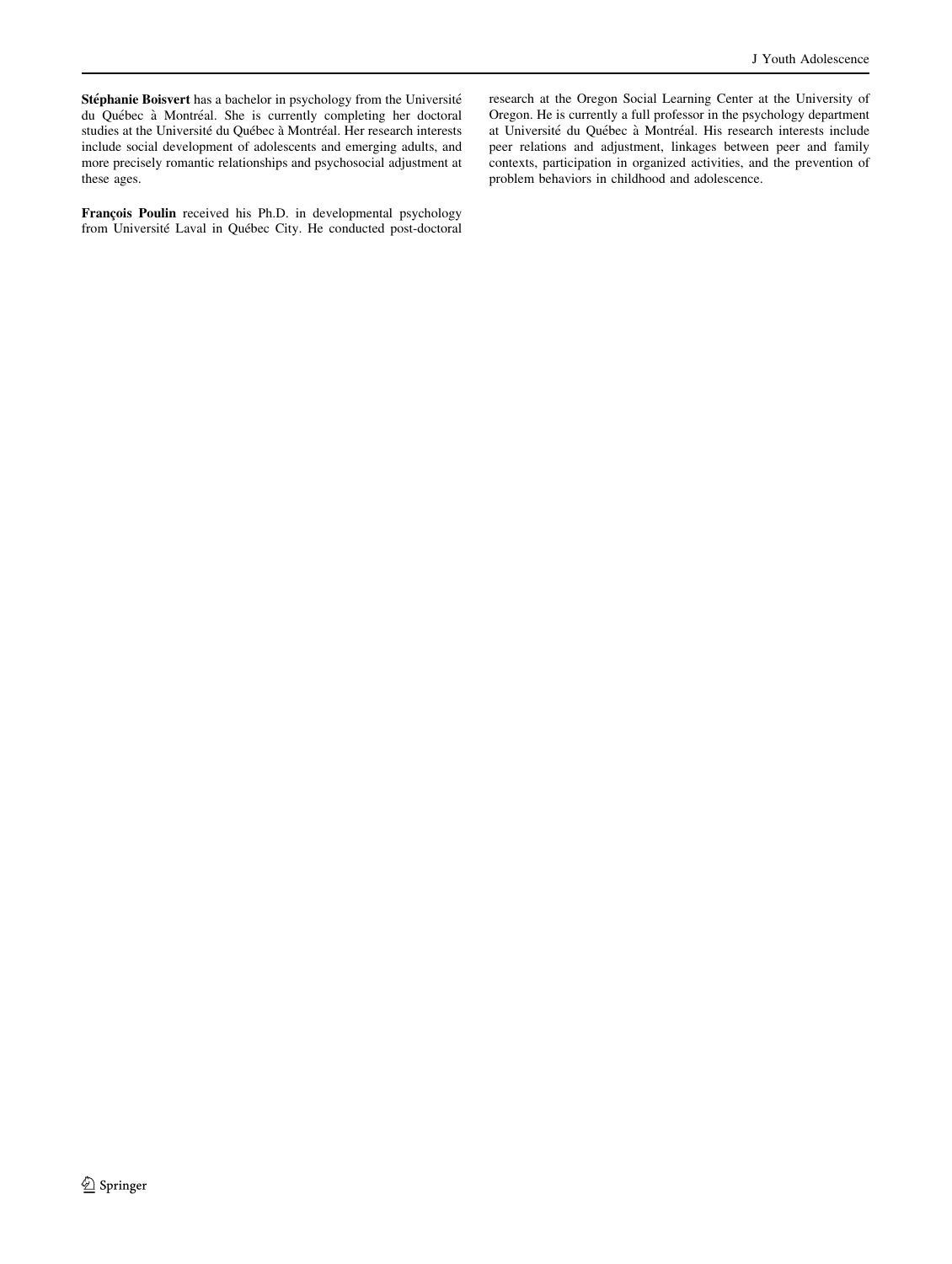**Stéphanie Boisvert** has a bachelor in psychology from the Université du Québec à Montréal. She is currently completing her doctoral studies at the Université du Québec à Montréal. Her research interests include social development of adolescents and emerging adults, and more precisely romantic relationships and psychosocial adjustment at these ages.

**François Poulin** received his Ph.D. in developmental psychology from Université Laval in Québec City. He conducted post-doctoral research at the Oregon Social Learning Center at the University of Oregon. He is currently a full professor in the psychology department at Université du Québec à Montréal. His research interests include peer relations and adjustment, linkages between peer and family contexts, participation in organized activities, and the prevention of problem behaviors in childhood and adolescence.